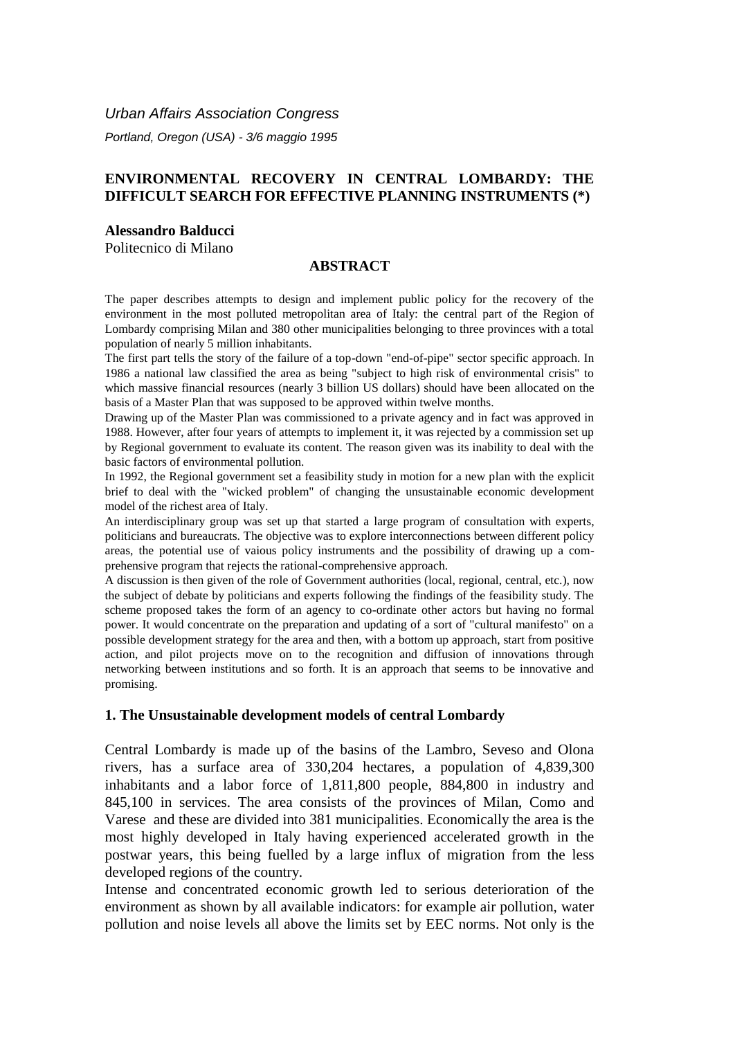*Urban Affairs Association Congress*

*Portland, Oregon (USA) - 3/6 maggio 1995*

# ENVIRONMENTAL RECOVERY IN CENTRAL LOMBARDY: THE DIFFICULT SEARCH FOR EFFECTIVE PLANNING INSTRUMENTS (*)

**Alessandro Balducci**
Politecnico di Milano

## ABSTRACT

The paper describes attempts to design and implement public policy for the recovery of the environment in the most polluted metropolitan area of Italy: the central part of the Region of Lombardy comprising Milan and 380 other municipalities belonging to three provinces with a total population of nearly 5 million inhabitants.

The first part tells the story of the failure of a top-down "end-of-pipe" sector specific approach. In 1986 a national law classified the area as being "subject to high risk of environmental crisis" to which massive financial resources (nearly 3 billion US dollars) should have been allocated on the basis of a Master Plan that was supposed to be approved within twelve months.

Drawing up of the Master Plan was commissioned to a private agency and in fact was approved in 1988. However, after four years of attempts to implement it, it was rejected by a commission set up by Regional government to evaluate its content. The reason given was its inability to deal with the basic factors of environmental pollution.

In 1992, the Regional government set a feasibility study in motion for a new plan with the explicit brief to deal with the "wicked problem" of changing the unsustainable economic development model of the richest area of Italy.

An interdisciplinary group was set up that started a large program of consultation with experts, politicians and bureaucrats. The objective was to explore interconnections between different policy areas, the potential use of vaious policy instruments and the possibility of drawing up a comprehensive program that rejects the rational-comprehensive approach.

A discussion is then given of the role of Government authorities (local, regional, central, etc.), now the subject of debate by politicians and experts following the findings of the feasibility study. The scheme proposed takes the form of an agency to co-ordinate other actors but having no formal power. It would concentrate on the preparation and updating of a sort of "cultural manifesto" on a possible development strategy for the area and then, with a bottom up approach, start from positive action, and pilot projects move on to the recognition and diffusion of innovations through networking between institutions and so forth. It is an approach that seems to be innovative and promising.

## 1. The Unsustainable development models of central Lombardy

Central Lombardy is made up of the basins of the Lambro, Seveso and Olona rivers, has a surface area of 330,204 hectares, a population of 4,839,300 inhabitants and a labor force of 1,811,800 people, 884,800 in industry and 845,100 in services. The area consists of the provinces of Milan, Como and Varese and these are divided into 381 municipalities. Economically the area is the most highly developed in Italy having experienced accelerated growth in the postwar years, this being fuelled by a large influx of migration from the less developed regions of the country.

Intense and concentrated economic growth led to serious deterioration of the environment as shown by all available indicators: for example air pollution, water pollution and noise levels all above the limits set by EEC norms. Not only is the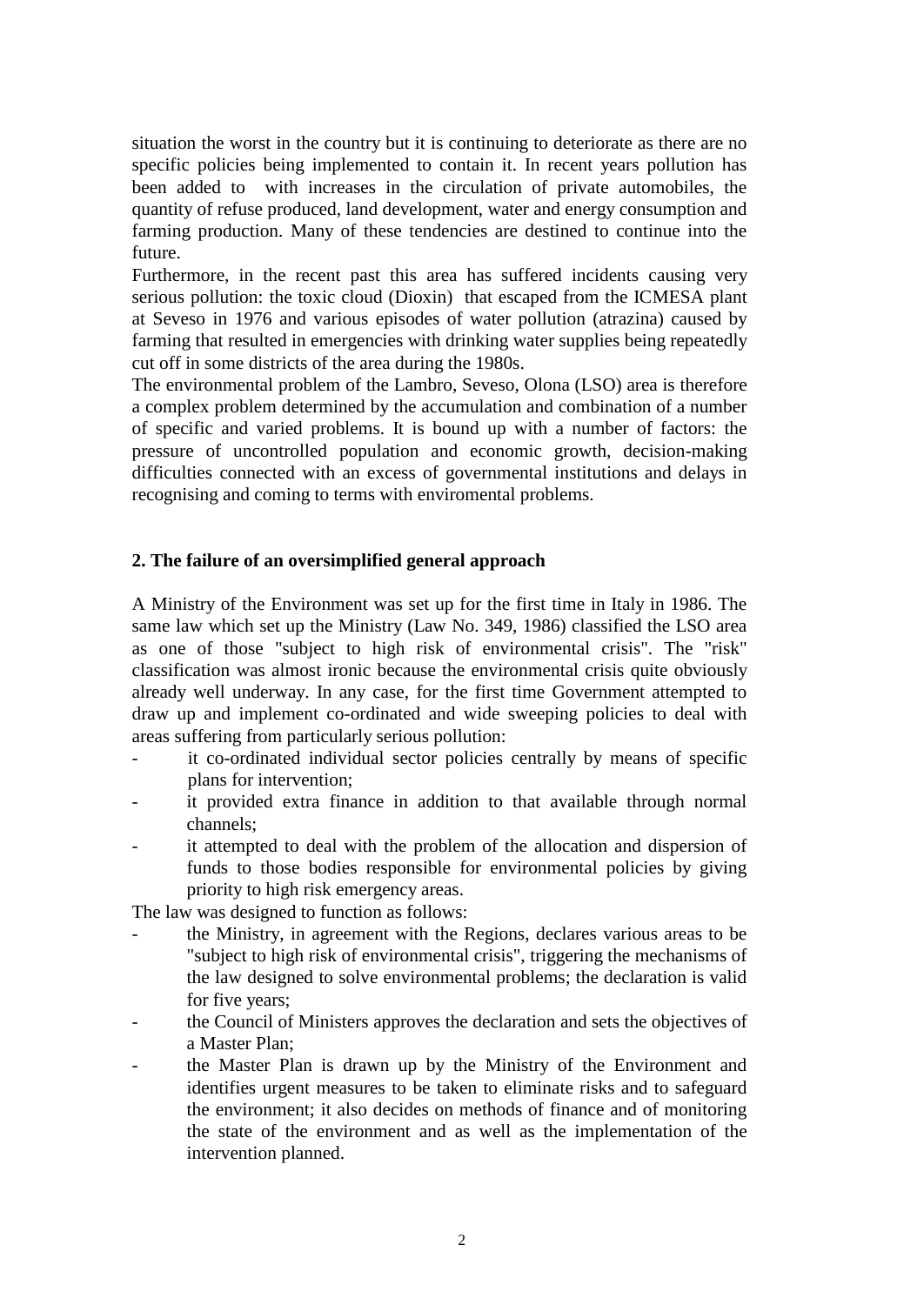situation the worst in the country but it is continuing to deteriorate as there are no specific policies being implemented to contain it. In recent years pollution has been added to with increases in the circulation of private automobiles, the quantity of refuse produced, land development, water and energy consumption and farming production. Many of these tendencies are destined to continue into the future.

Furthermore, in the recent past this area has suffered incidents causing very serious pollution: the toxic cloud (Dioxin) that escaped from the ICMESA plant at Seveso in 1976 and various episodes of water pollution (atrazina) caused by farming that resulted in emergencies with drinking water supplies being repeatedly cut off in some districts of the area during the 1980s.

The environmental problem of the Lambro, Seveso, Olona (LSO) area is therefore a complex problem determined by the accumulation and combination of a number of specific and varied problems. It is bound up with a number of factors: the pressure of uncontrolled population and economic growth, decision-making difficulties connected with an excess of governmental institutions and delays in recognising and coming to terms with enviromental problems.

## 2. The failure of an oversimplified general approach

A Ministry of the Environment was set up for the first time in Italy in 1986. The same law which set up the Ministry (Law No. 349, 1986) classified the LSO area as one of those "subject to high risk of environmental crisis". The "risk" classification was almost ironic because the environmental crisis quite obviously already well underway. In any case, for the first time Government attempted to draw up and implement co-ordinated and wide sweeping policies to deal with areas suffering from particularly serious pollution:

- it co-ordinated individual sector policies centrally by means of specific plans for intervention;
- it provided extra finance in addition to that available through normal channels;
- it attempted to deal with the problem of the allocation and dispersion of funds to those bodies responsible for environmental policies by giving priority to high risk emergency areas.

The law was designed to function as follows:

- the Ministry, in agreement with the Regions, declares various areas to be "subject to high risk of environmental crisis", triggering the mechanisms of the law designed to solve environmental problems; the declaration is valid for five years;
- the Council of Ministers approves the declaration and sets the objectives of a Master Plan;
- the Master Plan is drawn up by the Ministry of the Environment and identifies urgent measures to be taken to eliminate risks and to safeguard the environment; it also decides on methods of finance and of monitoring the state of the environment and as well as the implementation of the intervention planned.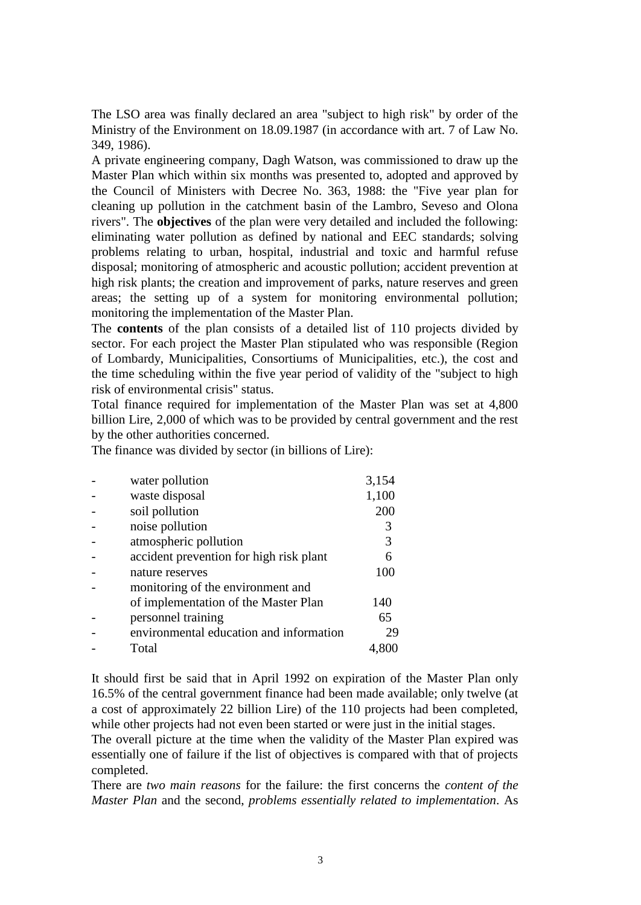The LSO area was finally declared an area "subject to high risk" by order of the Ministry of the Environment on 18.09.1987 (in accordance with art. 7 of Law No. 349, 1986).

A private engineering company, Dagh Watson, was commissioned to draw up the Master Plan which within six months was presented to, adopted and approved by the Council of Ministers with Decree No. 363, 1988: the "Five year plan for cleaning up pollution in the catchment basin of the Lambro, Seveso and Olona rivers". The **objectives** of the plan were very detailed and included the following: eliminating water pollution as defined by national and EEC standards; solving problems relating to urban, hospital, industrial and toxic and harmful refuse disposal; monitoring of atmospheric and acoustic pollution; accident prevention at high risk plants; the creation and improvement of parks, nature reserves and green areas; the setting up of a system for monitoring environmental pollution; monitoring the implementation of the Master Plan.

The **contents** of the plan consists of a detailed list of 110 projects divided by sector. For each project the Master Plan stipulated who was responsible (Region of Lombardy, Municipalities, Consortiums of Municipalities, etc.), the cost and the time scheduling within the five year period of validity of the "subject to high risk of environmental crisis" status.

Total finance required for implementation of the Master Plan was set at 4,800 billion Lire, 2,000 of which was to be provided by central government and the rest by the other authorities concerned.

The finance was divided by sector (in billions of Lire):

| | | |
|---|---|---|
| - | water pollution | 3,154 |
| - | waste disposal | 1,100 |
| - | soil pollution | 200 |
| - | noise pollution | 3 |
| - | atmospheric pollution | 3 |
| - | accident prevention for high risk plant | 6 |
| - | nature reserves | 100 |
| - | monitoring of the environment and of implementation of the Master Plan | 140 |
| - | personnel training | 65 |
| - | environmental education and information | 29 |
| - | Total | 4,800 |

It should first be said that in April 1992 on expiration of the Master Plan only 16.5% of the central government finance had been made available; only twelve (at a cost of approximately 22 billion Lire) of the 110 projects had been completed, while other projects had not even been started or were just in the initial stages.

The overall picture at the time when the validity of the Master Plan expired was essentially one of failure if the list of objectives is compared with that of projects completed.

There are *two main reasons* for the failure: the first concerns the *content of the Master Plan* and the second, *problems essentially related to implementation*. As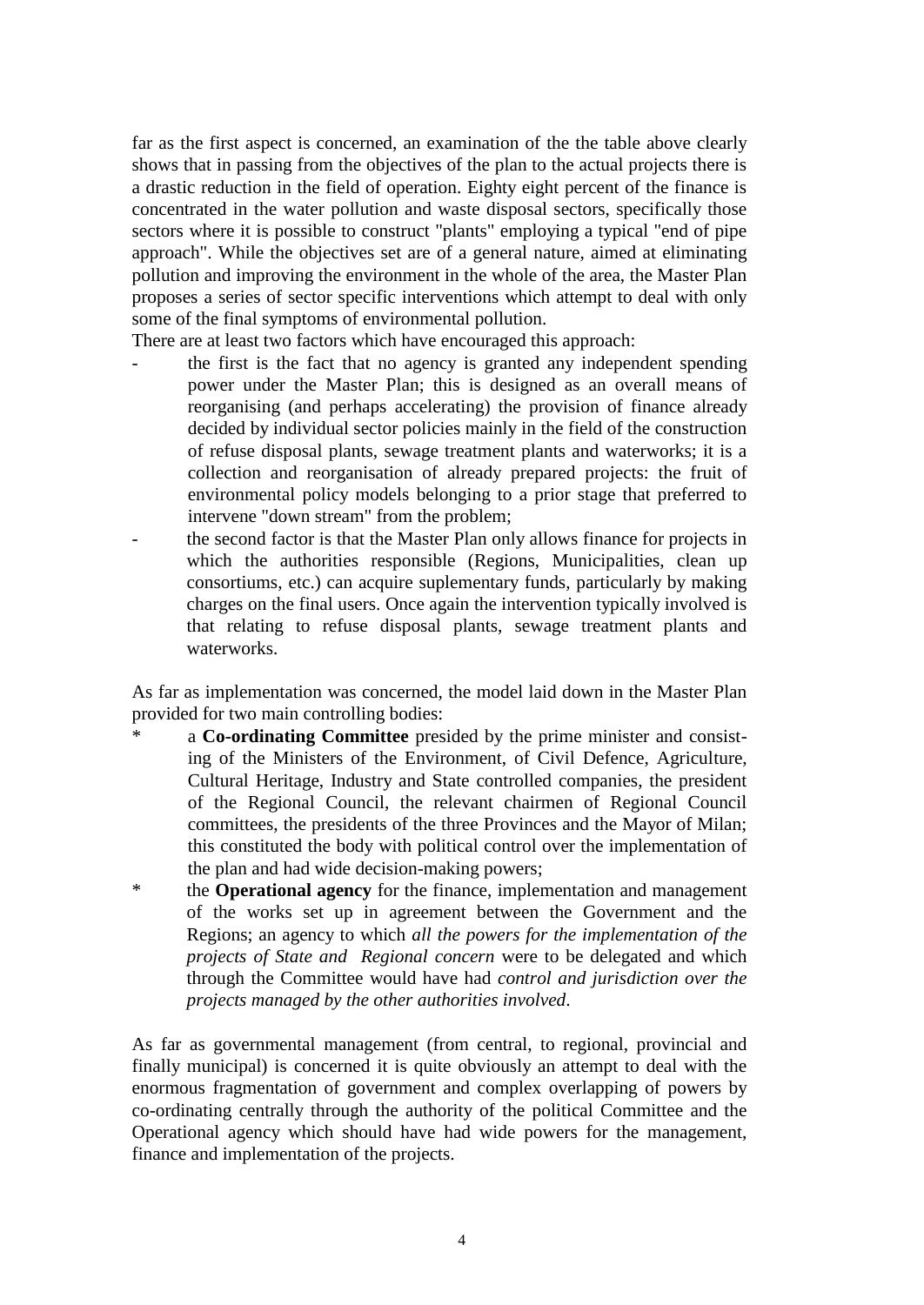far as the first aspect is concerned, an examination of the the table above clearly shows that in passing from the objectives of the plan to the actual projects there is a drastic reduction in the field of operation. Eighty eight percent of the finance is concentrated in the water pollution and waste disposal sectors, specifically those sectors where it is possible to construct "plants" employing a typical "end of pipe approach". While the objectives set are of a general nature, aimed at eliminating pollution and improving the environment in the whole of the area, the Master Plan proposes a series of sector specific interventions which attempt to deal with only some of the final symptoms of environmental pollution.

There are at least two factors which have encouraged this approach:

- the first is the fact that no agency is granted any independent spending power under the Master Plan; this is designed as an overall means of reorganising (and perhaps accelerating) the provision of finance already decided by individual sector policies mainly in the field of the construction of refuse disposal plants, sewage treatment plants and waterworks; it is a collection and reorganisation of already prepared projects: the fruit of environmental policy models belonging to a prior stage that preferred to intervene "down stream" from the problem;
- the second factor is that the Master Plan only allows finance for projects in which the authorities responsible (Regions, Municipalities, clean up consortiums, etc.) can acquire suplementary funds, particularly by making charges on the final users. Once again the intervention typically involved is that relating to refuse disposal plants, sewage treatment plants and waterworks.

As far as implementation was concerned, the model laid down in the Master Plan provided for two main controlling bodies:

* a **Co-ordinating Committee** presided by the prime minister and consisting of the Ministers of the Environment, of Civil Defence, Agriculture, Cultural Heritage, Industry and State controlled companies, the president of the Regional Council, the relevant chairmen of Regional Council committees, the presidents of the three Provinces and the Mayor of Milan; this constituted the body with political control over the implementation of the plan and had wide decision-making powers;
* the **Operational agency** for the finance, implementation and management of the works set up in agreement between the Government and the Regions; an agency to which *all the powers for the implementation of the projects of State and Regional concern* were to be delegated and which through the Committee would have had *control and jurisdiction over the projects managed by the other authorities involved*.

As far as governmental management (from central, to regional, provincial and finally municipal) is concerned it is quite obviously an attempt to deal with the enormous fragmentation of government and complex overlapping of powers by co-ordinating centrally through the authority of the political Committee and the Operational agency which should have had wide powers for the management, finance and implementation of the projects.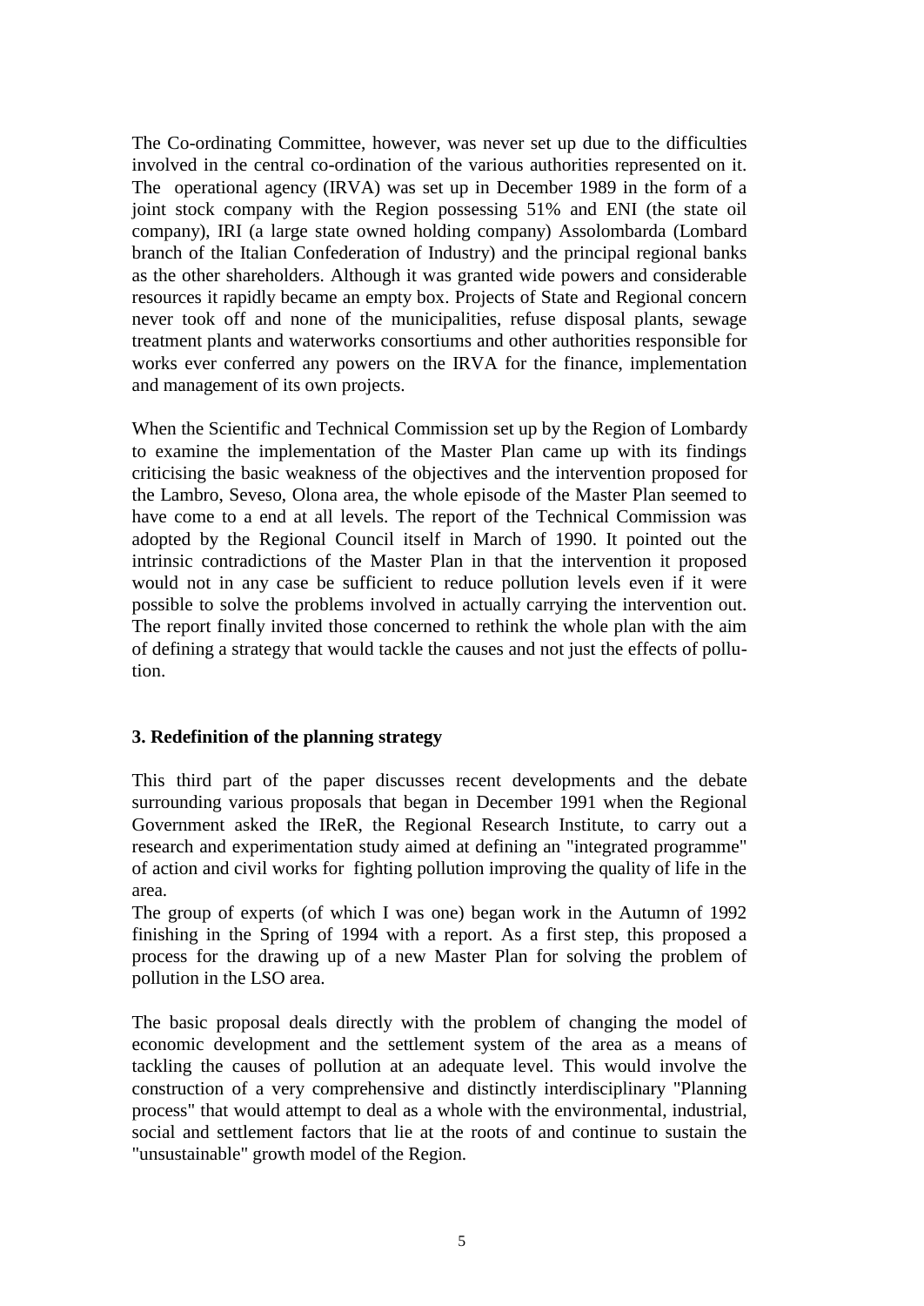The Co-ordinating Committee, however, was never set up due to the difficulties involved in the central co-ordination of the various authorities represented on it. The operational agency (IRVA) was set up in December 1989 in the form of a joint stock company with the Region possessing 51% and ENI (the state oil company), IRI (a large state owned holding company) Assolombarda (Lombard branch of the Italian Confederation of Industry) and the principal regional banks as the other shareholders. Although it was granted wide powers and considerable resources it rapidly became an empty box. Projects of State and Regional concern never took off and none of the municipalities, refuse disposal plants, sewage treatment plants and waterworks consortiums and other authorities responsible for works ever conferred any powers on the IRVA for the finance, implementation and management of its own projects.

When the Scientific and Technical Commission set up by the Region of Lombardy to examine the implementation of the Master Plan came up with its findings criticising the basic weakness of the objectives and the intervention proposed for the Lambro, Seveso, Olona area, the whole episode of the Master Plan seemed to have come to a end at all levels. The report of the Technical Commission was adopted by the Regional Council itself in March of 1990. It pointed out the intrinsic contradictions of the Master Plan in that the intervention it proposed would not in any case be sufficient to reduce pollution levels even if it were possible to solve the problems involved in actually carrying the intervention out. The report finally invited those concerned to rethink the whole plan with the aim of defining a strategy that would tackle the causes and not just the effects of pollution.

### 3. Redefinition of the planning strategy

This third part of the paper discusses recent developments and the debate surrounding various proposals that began in December 1991 when the Regional Government asked the IReR, the Regional Research Institute, to carry out a research and experimentation study aimed at defining an "integrated programme" of action and civil works for fighting pollution improving the quality of life in the area.

The group of experts (of which I was one) began work in the Autumn of 1992 finishing in the Spring of 1994 with a report. As a first step, this proposed a process for the drawing up of a new Master Plan for solving the problem of pollution in the LSO area.

The basic proposal deals directly with the problem of changing the model of economic development and the settlement system of the area as a means of tackling the causes of pollution at an adequate level. This would involve the construction of a very comprehensive and distinctly interdisciplinary "Planning process" that would attempt to deal as a whole with the environmental, industrial, social and settlement factors that lie at the roots of and continue to sustain the "unsustainable" growth model of the Region.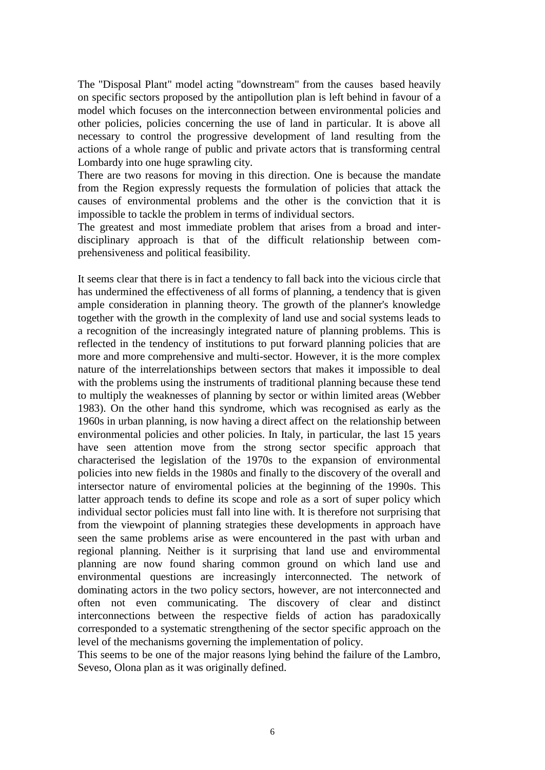The "Disposal Plant" model acting "downstream" from the causes based heavily on specific sectors proposed by the antipollution plan is left behind in favour of a model which focuses on the interconnection between environmental policies and other policies, policies concerning the use of land in particular. It is above all necessary to control the progressive development of land resulting from the actions of a whole range of public and private actors that is transforming central Lombardy into one huge sprawling city.

There are two reasons for moving in this direction. One is because the mandate from the Region expressly requests the formulation of policies that attack the causes of environmental problems and the other is the conviction that it is impossible to tackle the problem in terms of individual sectors.

The greatest and most immediate problem that arises from a broad and inter-disciplinary approach is that of the difficult relationship between com-prehensiveness and political feasibility.

It seems clear that there is in fact a tendency to fall back into the vicious circle that has undermined the effectiveness of all forms of planning, a tendency that is given ample consideration in planning theory. The growth of the planner's knowledge together with the growth in the complexity of land use and social systems leads to a recognition of the increasingly integrated nature of planning problems. This is reflected in the tendency of institutions to put forward planning policies that are more and more comprehensive and multi-sector. However, it is the more complex nature of the interrelationships between sectors that makes it impossible to deal with the problems using the instruments of traditional planning because these tend to multiply the weaknesses of planning by sector or within limited areas (Webber 1983). On the other hand this syndrome, which was recognised as early as the 1960s in urban planning, is now having a direct affect on the relationship between environmental policies and other policies. In Italy, in particular, the last 15 years have seen attention move from the strong sector specific approach that characterised the legislation of the 1970s to the expansion of environmental policies into new fields in the 1980s and finally to the discovery of the overall and intersector nature of enviromental policies at the beginning of the 1990s. This latter approach tends to define its scope and role as a sort of super policy which individual sector policies must fall into line with. It is therefore not surprising that from the viewpoint of planning strategies these developments in approach have seen the same problems arise as were encountered in the past with urban and regional planning. Neither is it surprising that land use and envirommental planning are now found sharing common ground on which land use and environmental questions are increasingly interconnected. The network of dominating actors in the two policy sectors, however, are not interconnected and often not even communicating. The discovery of clear and distinct interconnections between the respective fields of action has paradoxically corresponded to a systematic strengthening of the sector specific approach on the level of the mechanisms governing the implementation of policy.

This seems to be one of the major reasons lying behind the failure of the Lambro, Seveso, Olona plan as it was originally defined.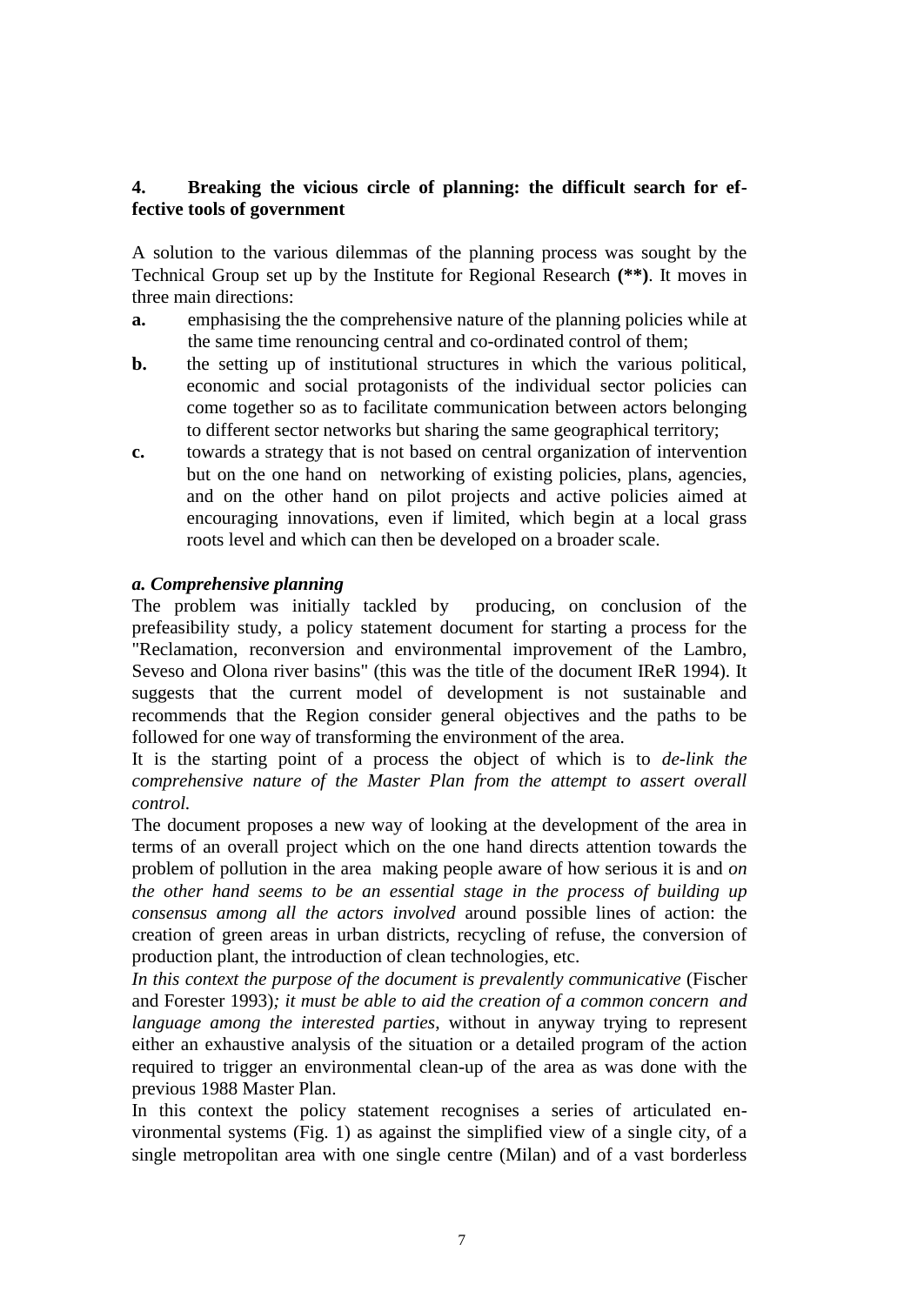## 4. Breaking the vicious circle of planning: the difficult search for effective tools of government

A solution to the various dilemmas of the planning process was sought by the Technical Group set up by the Institute for Regional Research **(**)**. It moves in three main directions:

**a.** emphasising the the comprehensive nature of the planning policies while at the same time renouncing central and co-ordinated control of them;

**b.** the setting up of institutional structures in which the various political, economic and social protagonists of the individual sector policies can come together so as to facilitate communication between actors belonging to different sector networks but sharing the same geographical territory;

**c.** towards a strategy that is not based on central organization of intervention but on the one hand on networking of existing policies, plans, agencies, and on the other hand on pilot projects and active policies aimed at encouraging innovations, even if limited, which begin at a local grass roots level and which can then be developed on a broader scale.

### *a. Comprehensive planning*

The problem was initially tackled by producing, on conclusion of the prefeasibility study, a policy statement document for starting a process for the "Reclamation, reconversion and environmental improvement of the Lambro, Seveso and Olona river basins" (this was the title of the document IReR 1994). It suggests that the current model of development is not sustainable and recommends that the Region consider general objectives and the paths to be followed for one way of transforming the environment of the area.

It is the starting point of a process the object of which is to *de-link the comprehensive nature of the Master Plan from the attempt to assert overall control.*

The document proposes a new way of looking at the development of the area in terms of an overall project which on the one hand directs attention towards the problem of pollution in the area making people aware of how serious it is and *on the other hand seems to be an essential stage in the process of building up consensus among all the actors involved* around possible lines of action: the creation of green areas in urban districts, recycling of refuse, the conversion of production plant, the introduction of clean technologies, etc.

*In this context the purpose of the document is prevalently communicative* (Fischer and Forester 1993)*; it must be able to aid the creation of a common concern and language among the interested parties*, without in anyway trying to represent either an exhaustive analysis of the situation or a detailed program of the action required to trigger an environmental clean-up of the area as was done with the previous 1988 Master Plan.

In this context the policy statement recognises a series of articulated environmental systems (Fig. 1) as against the simplified view of a single city, of a single metropolitan area with one single centre (Milan) and of a vast borderless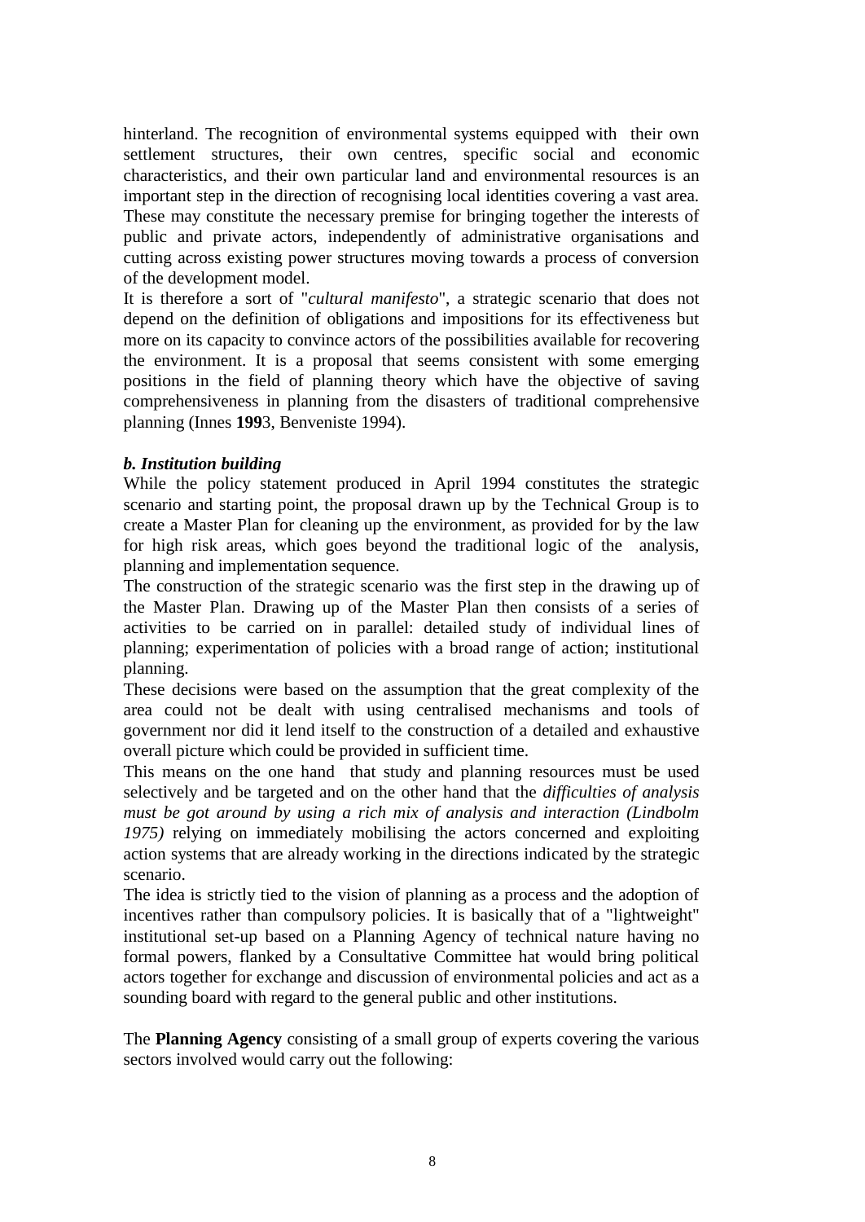hinterland. The recognition of environmental systems equipped with their own settlement structures, their own centres, specific social and economic characteristics, and their own particular land and environmental resources is an important step in the direction of recognising local identities covering a vast area. These may constitute the necessary premise for bringing together the interests of public and private actors, independently of administrative organisations and cutting across existing power structures moving towards a process of conversion of the development model.

It is therefore a sort of "*cultural manifesto*", a strategic scenario that does not depend on the definition of obligations and impositions for its effectiveness but more on its capacity to convince actors of the possibilities available for recovering the environment. It is a proposal that seems consistent with some emerging positions in the field of planning theory which have the objective of saving comprehensiveness in planning from the disasters of traditional comprehensive planning (Innes **199**3, Benveniste 1994).

### *b. Institution building*

While the policy statement produced in April 1994 constitutes the strategic scenario and starting point, the proposal drawn up by the Technical Group is to create a Master Plan for cleaning up the environment, as provided for by the law for high risk areas, which goes beyond the traditional logic of the analysis, planning and implementation sequence.

The construction of the strategic scenario was the first step in the drawing up of the Master Plan. Drawing up of the Master Plan then consists of a series of activities to be carried on in parallel: detailed study of individual lines of planning; experimentation of policies with a broad range of action; institutional planning.

These decisions were based on the assumption that the great complexity of the area could not be dealt with using centralised mechanisms and tools of government nor did it lend itself to the construction of a detailed and exhaustive overall picture which could be provided in sufficient time.

This means on the one hand that study and planning resources must be used selectively and be targeted and on the other hand that the *difficulties of analysis must be got around by using a rich mix of analysis and interaction (Lindbolm 1975)* relying on immediately mobilising the actors concerned and exploiting action systems that are already working in the directions indicated by the strategic scenario.

The idea is strictly tied to the vision of planning as a process and the adoption of incentives rather than compulsory policies. It is basically that of a "lightweight" institutional set-up based on a Planning Agency of technical nature having no formal powers, flanked by a Consultative Committee hat would bring political actors together for exchange and discussion of environmental policies and act as a sounding board with regard to the general public and other institutions.

The **Planning Agency** consisting of a small group of experts covering the various sectors involved would carry out the following: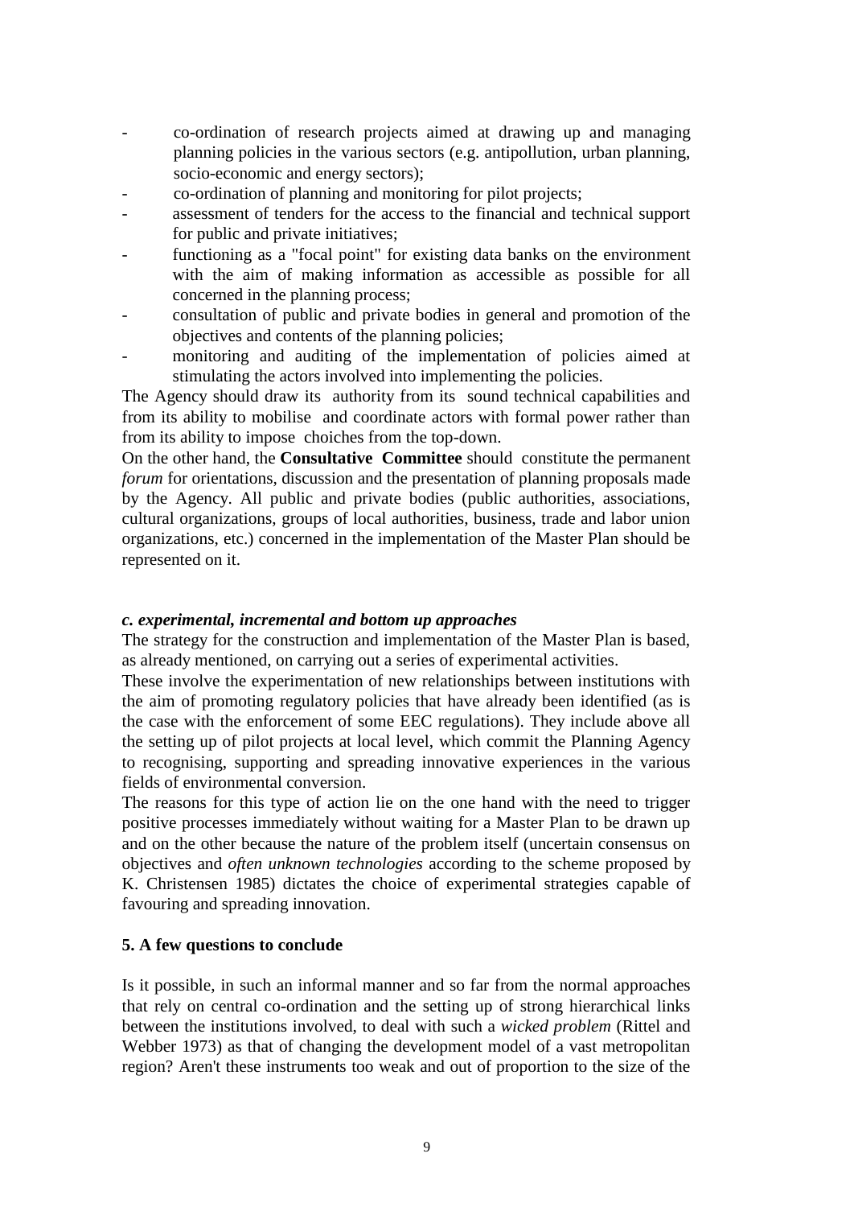- co-ordination of research projects aimed at drawing up and managing planning policies in the various sectors (e.g. antipollution, urban planning, socio-economic and energy sectors);
- co-ordination of planning and monitoring for pilot projects;
- assessment of tenders for the access to the financial and technical support for public and private initiatives;
- functioning as a "focal point" for existing data banks on the environment with the aim of making information as accessible as possible for all concerned in the planning process;
- consultation of public and private bodies in general and promotion of the objectives and contents of the planning policies;
- monitoring and auditing of the implementation of policies aimed at stimulating the actors involved into implementing the policies.

The Agency should draw its authority from its sound technical capabilities and from its ability to mobilise and coordinate actors with formal power rather than from its ability to impose choiches from the top-down.

On the other hand, the **Consultative Committee** should constitute the permanent *forum* for orientations, discussion and the presentation of planning proposals made by the Agency. All public and private bodies (public authorities, associations, cultural organizations, groups of local authorities, business, trade and labor union organizations, etc.) concerned in the implementation of the Master Plan should be represented on it.

***c. experimental, incremental and bottom up approaches***

The strategy for the construction and implementation of the Master Plan is based, as already mentioned, on carrying out a series of experimental activities.

These involve the experimentation of new relationships between institutions with the aim of promoting regulatory policies that have already been identified (as is the case with the enforcement of some EEC regulations). They include above all the setting up of pilot projects at local level, which commit the Planning Agency to recognising, supporting and spreading innovative experiences in the various fields of environmental conversion.

The reasons for this type of action lie on the one hand with the need to trigger positive processes immediately without waiting for a Master Plan to be drawn up and on the other because the nature of the problem itself (uncertain consensus on objectives and *often unknown technologies* according to the scheme proposed by K. Christensen 1985) dictates the choice of experimental strategies capable of favouring and spreading innovation.

## 5. A few questions to conclude

Is it possible, in such an informal manner and so far from the normal approaches that rely on central co-ordination and the setting up of strong hierarchical links between the institutions involved, to deal with such a *wicked problem* (Rittel and Webber 1973) as that of changing the development model of a vast metropolitan region? Aren't these instruments too weak and out of proportion to the size of the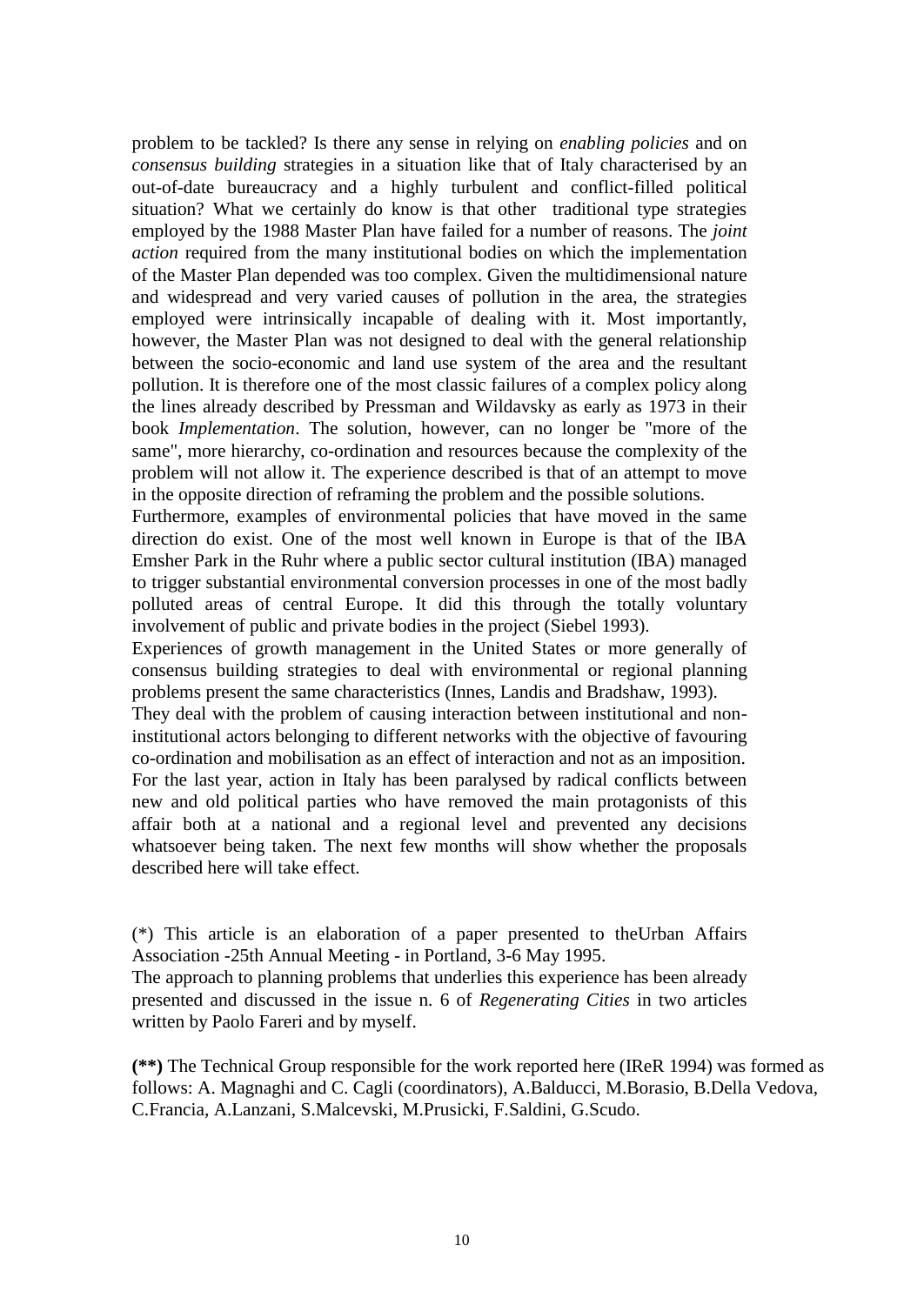problem to be tackled? Is there any sense in relying on *enabling policies* and on *consensus building* strategies in a situation like that of Italy characterised by an out-of-date bureaucracy and a highly turbulent and conflict-filled political situation? What we certainly do know is that other traditional type strategies employed by the 1988 Master Plan have failed for a number of reasons. The *joint action* required from the many institutional bodies on which the implementation of the Master Plan depended was too complex. Given the multidimensional nature and widespread and very varied causes of pollution in the area, the strategies employed were intrinsically incapable of dealing with it. Most importantly, however, the Master Plan was not designed to deal with the general relationship between the socio-economic and land use system of the area and the resultant pollution. It is therefore one of the most classic failures of a complex policy along the lines already described by Pressman and Wildavsky as early as 1973 in their book *Implementation*. The solution, however, can no longer be "more of the same", more hierarchy, co-ordination and resources because the complexity of the problem will not allow it. The experience described is that of an attempt to move in the opposite direction of reframing the problem and the possible solutions.

Furthermore, examples of environmental policies that have moved in the same direction do exist. One of the most well known in Europe is that of the IBA Emsher Park in the Ruhr where a public sector cultural institution (IBA) managed to trigger substantial environmental conversion processes in one of the most badly polluted areas of central Europe. It did this through the totally voluntary involvement of public and private bodies in the project (Siebel 1993).

Experiences of growth management in the United States or more generally of consensus building strategies to deal with environmental or regional planning problems present the same characteristics (Innes, Landis and Bradshaw, 1993).

They deal with the problem of causing interaction between institutional and non-institutional actors belonging to different networks with the objective of favouring co-ordination and mobilisation as an effect of interaction and not as an imposition.

For the last year, action in Italy has been paralysed by radical conflicts between new and old political parties who have removed the main protagonists of this affair both at a national and a regional level and prevented any decisions whatsoever being taken. The next few months will show whether the proposals described here will take effect.

(*) This article is an elaboration of a paper presented to theUrban Affairs Association -25th Annual Meeting - in Portland, 3-6 May 1995.

The approach to planning problems that underlies this experience has been already presented and discussed in the issue n. 6 of *Regenerating Cities* in two articles written by Paolo Fareri and by myself.

**(**)** The Technical Group responsible for the work reported here (IReR 1994) was formed as follows: A. Magnaghi and C. Cagli (coordinators), A.Balducci, M.Borasio, B.Della Vedova, C.Francia, A.Lanzani, S.Malcevski, M.Prusicki, F.Saldini, G.Scudo.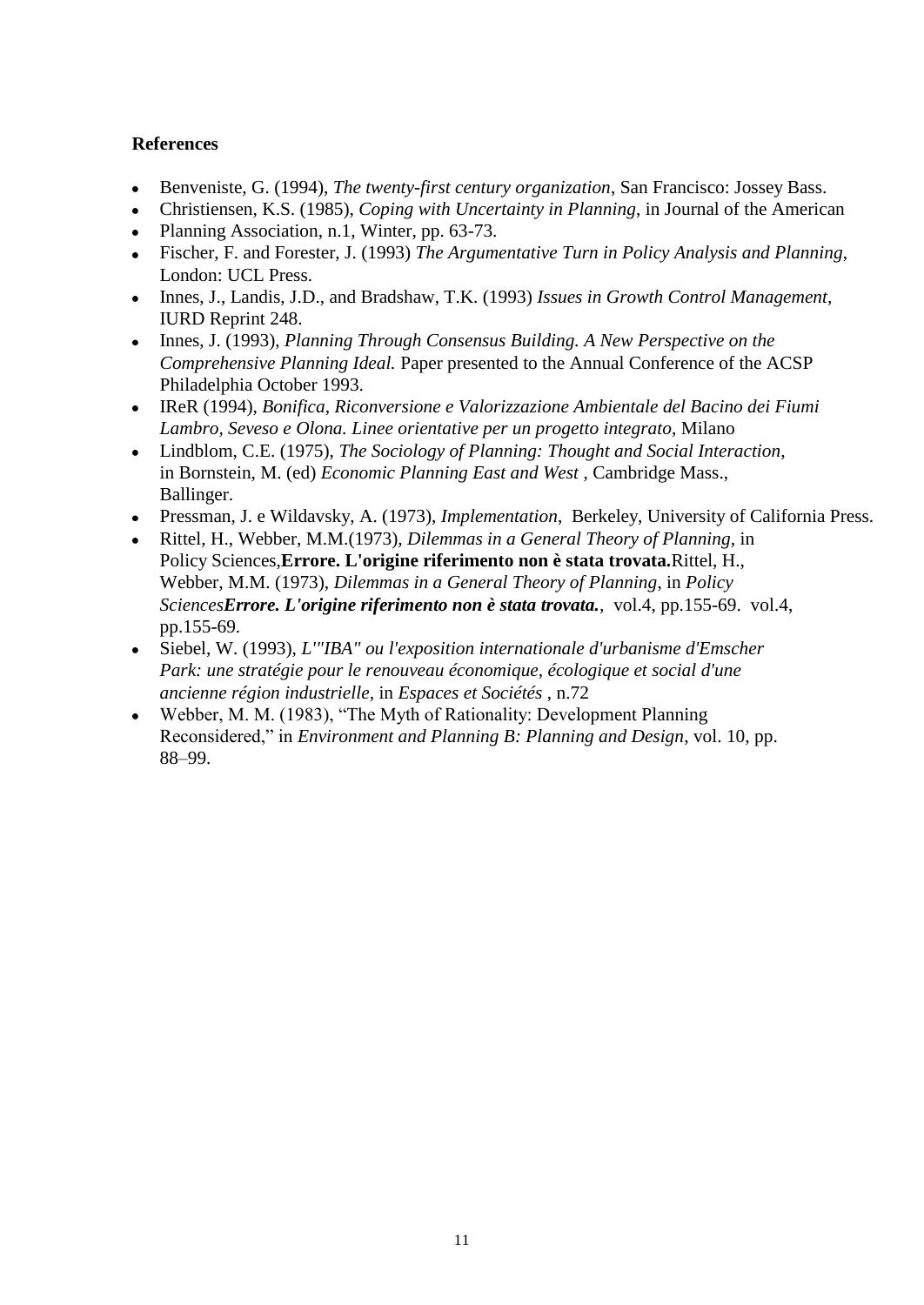**References**

- Benveniste, G. (1994), *The twenty-first century organization*, San Francisco: Jossey Bass.
- Christiensen, K.S. (1985), *Coping with Uncertainty in Planning*, in Journal of the American
- Planning Association, n.1, Winter, pp. 63-73.
- Fischer, F. and Forester, J. (1993) *The Argumentative Turn in Policy Analysis and Planning*, London: UCL Press.
- Innes, J., Landis, J.D., and Bradshaw, T.K. (1993) *Issues in Growth Control Management*, IURD Reprint 248.
- Innes, J. (1993), *Planning Through Consensus Building. A New Perspective on the Comprehensive Planning Ideal.* Paper presented to the Annual Conference of the ACSP Philadelphia October 1993.
- IReR (1994), *Bonifica, Riconversione e Valorizzazione Ambientale del Bacino dei Fiumi Lambro, Seveso e Olona. Linee orientative per un progetto integrato*, Milano
- Lindblom, C.E. (1975), *The Sociology of Planning: Thought and Social Interaction*, in Bornstein, M. (ed) *Economic Planning East and West* , Cambridge Mass., Ballinger.
- Pressman, J. e Wildavsky, A. (1973), *Implementation*, Berkeley, University of California Press.
- Rittel, H., Webber, M.M.(1973), *Dilemmas in a General Theory of Planning*, in Policy Sciences,**Errore. L'origine riferimento non è stata trovata.**Rittel, H., Webber, M.M. (1973), *Dilemmas in a General Theory of Planning*, in *Policy Sciences**Errore. L'origine riferimento non è stata trovata.***, vol.4, pp.155-69. vol.4, pp.155-69.
- Siebel, W. (1993), *L'"IBA" ou l'exposition internationale d'urbanisme d'Emscher Park: une stratégie pour le renouveau économique, écologique et social d'une ancienne région industrielle,* in *Espaces et Sociétés* , n.72
- Webber, M. M. (1983), "The Myth of Rationality: Development Planning Reconsidered," in *Environment and Planning B: Planning and Design*, vol. 10, pp. 88–99.